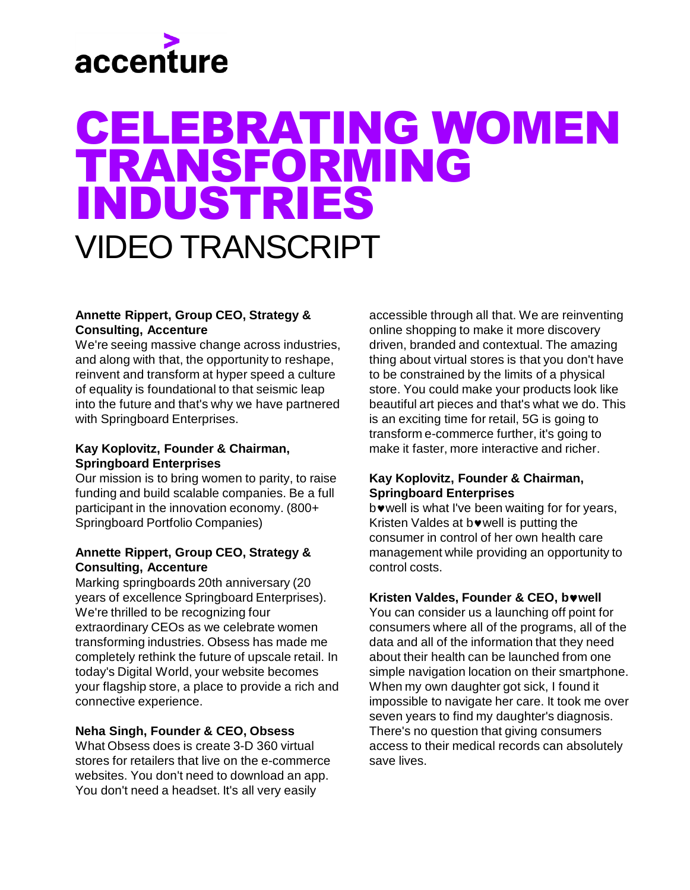accenture

# CELEBRATING WOMEN TRANSFORMING INDUSTRIES

## VIDEO TRANSCRIPT

**Annette Rippert, Group CEO, Strategy & Consulting, Accenture**
We're seeing massive change across industries, and along with that, the opportunity to reshape, reinvent and transform at hyper speed a culture of equality is foundational to that seismic leap into the future and that's why we have partnered with Springboard Enterprises.

**Kay Koplovitz, Founder & Chairman, Springboard Enterprises**
Our mission is to bring women to parity, to raise funding and build scalable companies. Be a full participant in the innovation economy. (800+ Springboard Portfolio Companies)

**Annette Rippert, Group CEO, Strategy & Consulting, Accenture**
Marking springboards 20th anniversary (20 years of excellence Springboard Enterprises). We're thrilled to be recognizing four extraordinary CEOs as we celebrate women transforming industries. Obsess has made me completely rethink the future of upscale retail. In today's Digital World, your website becomes your flagship store, a place to provide a rich and connective experience.

**Neha Singh, Founder & CEO, Obsess**
What Obsess does is create 3-D 360 virtual stores for retailers that live on the e-commerce websites. You don't need to download an app. You don't need a headset. It's all very easily accessible through all that. We are reinventing online shopping to make it more discovery driven, branded and contextual. The amazing thing about virtual stores is that you don't have to be constrained by the limits of a physical store. You could make your products look like beautiful art pieces and that's what we do. This is an exciting time for retail, 5G is going to transform e-commerce further, it's going to make it faster, more interactive and richer.

**Kay Koplovitz, Founder & Chairman, Springboard Enterprises**
b♥well is what I've been waiting for for years, Kristen Valdes at b♥well is putting the consumer in control of her own health care management while providing an opportunity to control costs.

**Kristen Valdes, Founder & CEO, b♥well**
You can consider us a launching off point for consumers where all of the programs, all of the data and all of the information that they need about their health can be launched from one simple navigation location on their smartphone. When my own daughter got sick, I found it impossible to navigate her care. It took me over seven years to find my daughter's diagnosis. There's no question that giving consumers access to their medical records can absolutely save lives.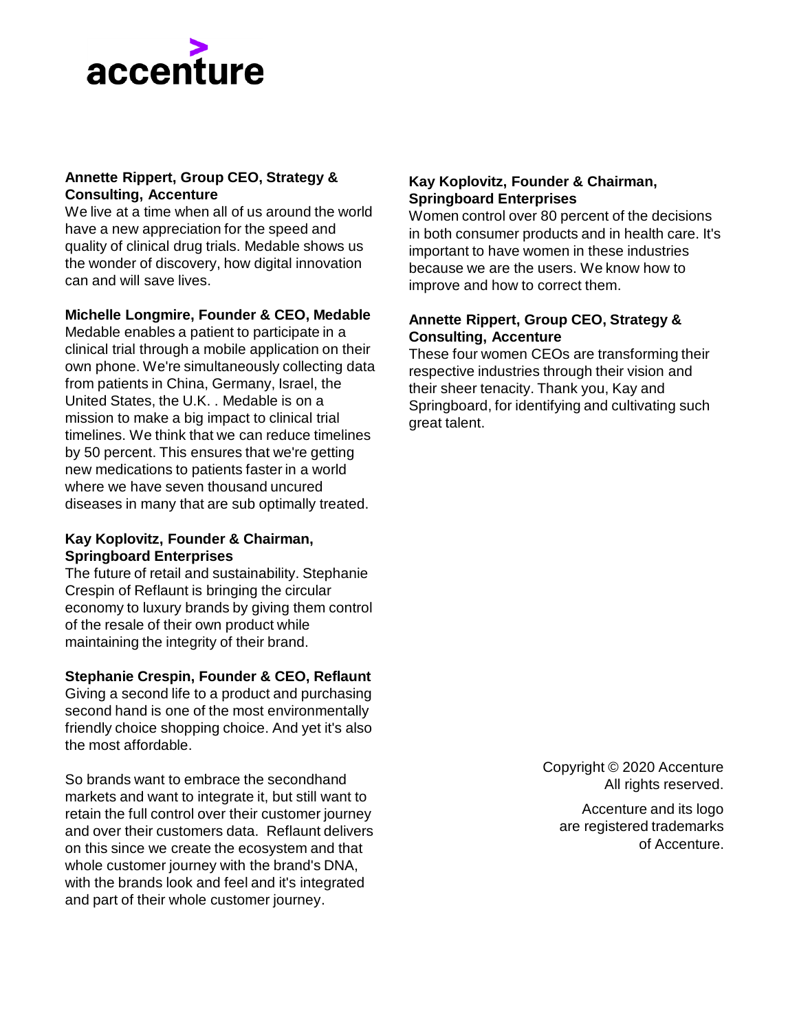**Annette Rippert, Group CEO, Strategy & Consulting, Accenture**
We live at a time when all of us around the world have a new appreciation for the speed and quality of clinical drug trials. Medable shows us the wonder of discovery, how digital innovation can and will save lives.

**Michelle Longmire, Founder & CEO, Medable**
Medable enables a patient to participate in a clinical trial through a mobile application on their own phone. We're simultaneously collecting data from patients in China, Germany, Israel, the United States, the U.K. . Medable is on a mission to make a big impact to clinical trial timelines. We think that we can reduce timelines by 50 percent. This ensures that we're getting new medications to patients faster in a world where we have seven thousand uncured diseases in many that are sub optimally treated.

**Kay Koplovitz, Founder & Chairman, Springboard Enterprises**
The future of retail and sustainability. Stephanie Crespin of Reflaunt is bringing the circular economy to luxury brands by giving them control of the resale of their own product while maintaining the integrity of their brand.

**Stephanie Crespin, Founder & CEO, Reflaunt**
Giving a second life to a product and purchasing second hand is one of the most environmentally friendly choice shopping choice. And yet it's also the most affordable.

So brands want to embrace the secondhand markets and want to integrate it, but still want to retain the full control over their customer journey and over their customers data. Reflaunt delivers on this since we create the ecosystem and that whole customer journey with the brand's DNA, with the brands look and feel and it's integrated and part of their whole customer journey.

**Kay Koplovitz, Founder & Chairman, Springboard Enterprises**
Women control over 80 percent of the decisions in both consumer products and in health care. It's important to have women in these industries because we are the users. We know how to improve and how to correct them.

**Annette Rippert, Group CEO, Strategy & Consulting, Accenture**
These four women CEOs are transforming their respective industries through their vision and their sheer tenacity. Thank you, Kay and Springboard, for identifying and cultivating such great talent.

Copyright © 2020 Accenture
All rights reserved.

Accenture and its logo are registered trademarks of Accenture.